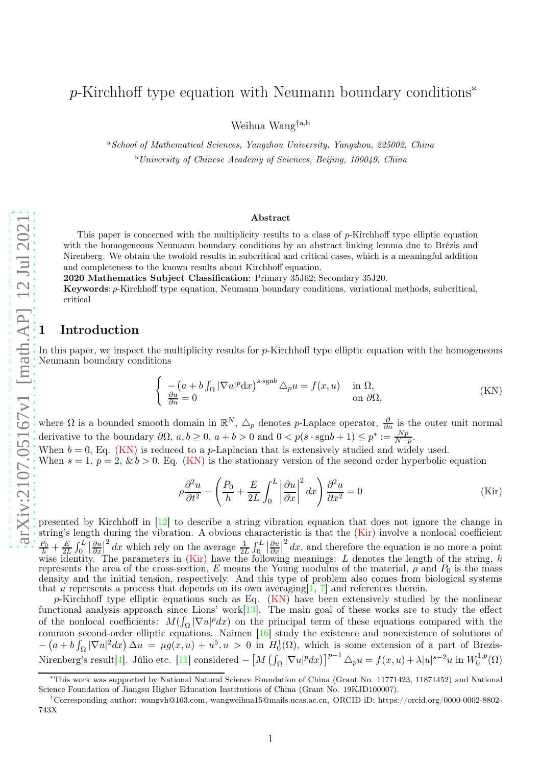# $p$-Kirchhoff type equation with Neumann boundary conditions*

Weihua Wang[†a,b]

[a] *School of Mathematical Sciences, Yangzhou University, Yangzhou, 225002, China*

[b] *University of Chinese Academy of Sciences, Beijing, 100049, China*

## Abstract

This paper is concerned with the multiplicity results to a class of $p$-Kirchhoff type elliptic equation with the homogeneous Neumann boundary conditions by an abstract linking lemma due to Brézis and Nirenberg. We obtain the twofold results in subcritical and critical cases, which is a meaningful addition and completeness to the known results about Kirchhoff equation.

**2020 Mathematics Subject Classification**: Primary 35J62; Secondary 35J20.

**Keywords**: $p$-Kirchhoff type equation, Neumann boundary conditions, variational methods, subcritical, critical

## 1 Introduction

In this paper, we inspect the multiplicity results for $p$-Kirchhoff type elliptic equation with the homogeneous Neumann boundary conditions

$$\begin{cases} -\left(a+b\int_\Omega |\nabla u|^p \mathrm{d}x\right)^{s\cdot \mathrm{sgn} b} \triangle_p u = f(x,u) & \text{in } \Omega, \\ \frac{\partial u}{\partial n}=0 & \text{on } \partial\Omega, \end{cases} \tag{KN}$$

where $\Omega$ is a bounded smooth domain in $\mathbb{R}^N$, $\triangle_p$ denotes $p$-Laplace operator, $\frac{\partial}{\partial n}$ is the outer unit normal derivative to the boundary $\partial\Omega$, $a,b\geq 0$, $a+b>0$ and $0<p(s\cdot \mathrm{sgn} b+1)\leq p^*:=\frac{Np}{N-p}$.

When $b=0$, Eq. (KN) is reduced to a $p$-Laplacian that is extensively studied and widely used.

When $s=1$, $p=2$, & $b>0$, Eq. (KN) is the stationary version of the second order hyperbolic equation

$$\rho\frac{\partial^2 u}{\partial t^2}-\left(\frac{P_0}{h}+\frac{E}{2L}\int_0^L\left|\frac{\partial u}{\partial x}\right|^2dx\right)\frac{\partial^2 u}{\partial x^2}=0 \tag{Kir}$$

presented by Kirchhoff in [12] to describe a string vibration equation that does not ignore the change in string's length during the vibration. A obvious characteristic is that the (Kir) involve a nonlocal coefficient $\frac{P_0}{h}+\frac{E}{2L}\int_0^L\left|\frac{\partial u}{\partial x}\right|^2dx$ which rely on the average $\frac{1}{2L}\int_0^L\left|\frac{\partial u}{\partial x}\right|^2dx$, and therefore the equation is no more a point wise identity. The parameters in (Kir) have the following meanings: $L$ denotes the length of the string, $h$ represents the area of the cross-section, $E$ means the Young modulus of the material, $\rho$ and $P_0$ is the mass density and the initial tension, respectively. And this type of problem also comes from biological systems that $u$ represents a process that depends on its own averaging[1, 7] and references therein.

$p$-Kirchhoff type elliptic equations such as Eq. (KN) have been extensively studied by the nonlinear functional analysis approach since Lions' work[13]. The main goal of these works are to study the effect of the nonlocal coefficients: $M(\int_\Omega|\nabla u|^pdx)$ on the principal term of these equations compared with the common second-order elliptic equations. Naimen [16] study the existence and nonexistence of solutions of $-\left(a+b\int_\Omega|\nabla u|^2dx\right)\Delta u=\mu g(x,u)+u^5, u>0$ in $H_0^1(\Omega)$, which is some extension of a part of Brezis-Nirenberg's result[4]. Júlio etc. [11] considered $-\left[M\left(\int_\Omega|\nabla u|^pdx\right)\right]^{p-1}\triangle_p u=f(x,u)+\lambda|u|^{s-2}u$ in $W_0^{1,p}(\Omega)$

*This work was supported by National Natural Science Foundation of China (Grant No. 11771423, 11871452) and National Science Foundation of Jiangsu Higher Education Institutions of China (Grant No. 19KJD100007).

†Corresponding author: wangvh@163.com, wangweihua15@mails.ucas.ac.cn, ORCID iD: https://orcid.org/0000-0002-8802-743X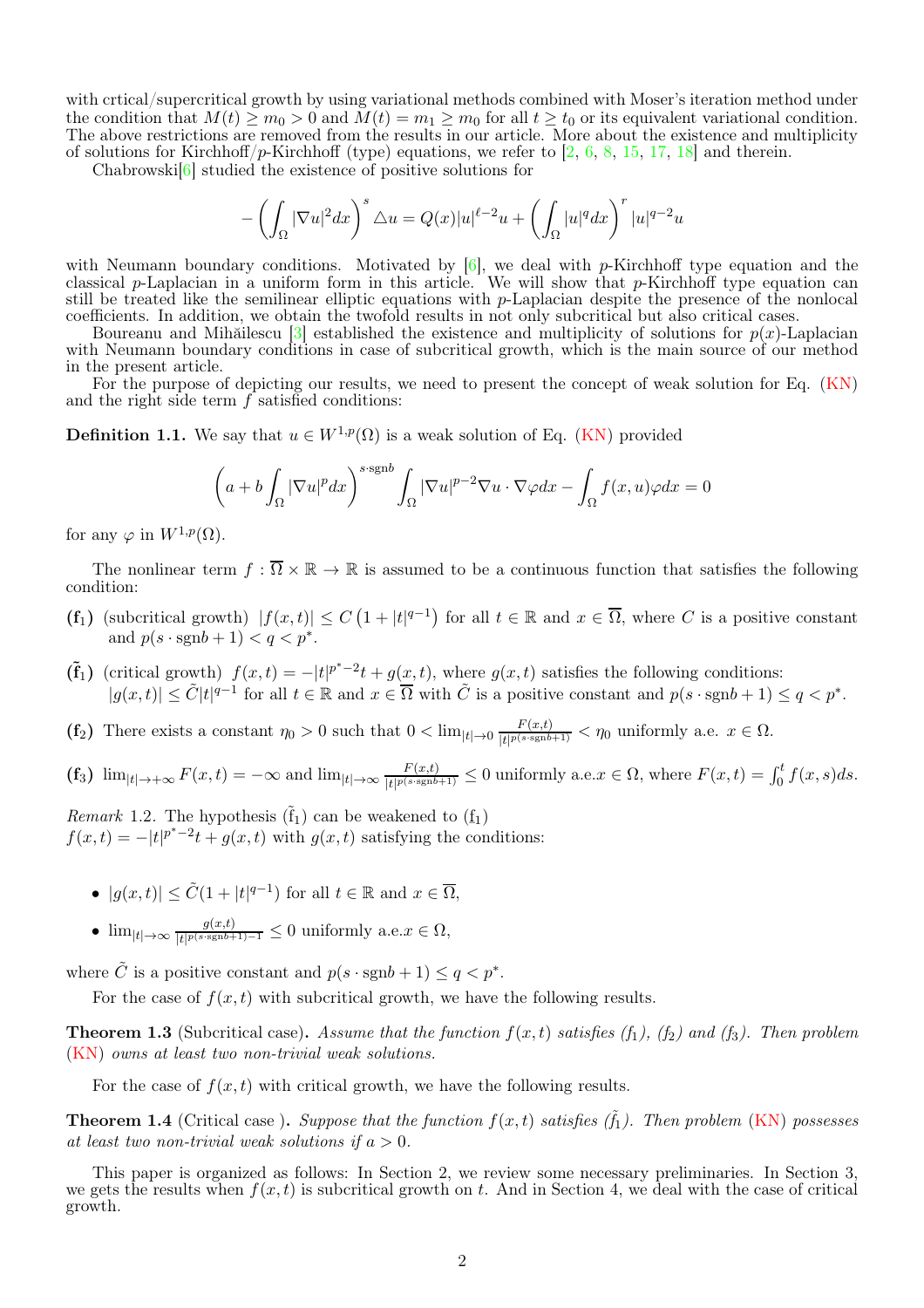with crtical/supercritical growth by using variational methods combined with Moser's iteration method under the condition that $M(t) \geq m_0 > 0$ and $M(t) = m_1 \geq m_0$ for all $t \geq t_0$ or its equivalent variational condition. The above restrictions are removed from the results in our article. More about the existence and multiplicity of solutions for Kirchhoff/$p$-Kirchhoff (type) equations, we refer to [2, 6, 8, 15, 17, 18] and therein.

Chabrowski[6] studied the existence of positive solutions for

$$-\left(\int_\Omega |\nabla u|^2 dx\right)^s \triangle u = Q(x)|u|^{\ell-2}u + \left(\int_\Omega |u|^q dx\right)^r |u|^{q-2}u$$

with Neumann boundary conditions. Motivated by [6], we deal with $p$-Kirchhoff type equation and the classical $p$-Laplacian in a uniform form in this article. We will show that $p$-Kirchhoff type equation can still be treated like the semilinear elliptic equations with $p$-Laplacian despite the presence of the nonlocal coefficients. In addition, we obtain the twofold results in not only subcritical but also critical cases.

Boureanu and Mihăilescu [3] established the existence and multiplicity of solutions for $p(x)$-Laplacian with Neumann boundary conditions in case of subcritical growth, which is the main source of our method in the present article.

For the purpose of depicting our results, we need to present the concept of weak solution for Eq. (KN) and the right side term $f$ satisfied conditions:

**Definition 1.1.** We say that $u \in W^{1,p}(\Omega)$ is a weak solution of Eq. (KN) provided

$$\left(a + b\int_\Omega |\nabla u|^p dx\right)^{s\cdot\mathrm{sgn}b} \int_\Omega |\nabla u|^{p-2}\nabla u \cdot \nabla\varphi dx - \int_\Omega f(x,u)\varphi dx = 0$$

for any $\varphi$ in $W^{1,p}(\Omega)$.

The nonlinear term $f : \overline{\Omega} \times \mathbb{R} \to \mathbb{R}$ is assumed to be a continuous function that satisfies the following condition:

- **(f$_1$)** (subcritical growth) $|f(x,t)| \leq C\left(1 + |t|^{q-1}\right)$ for all $t \in \mathbb{R}$ and $x \in \overline{\Omega}$, where $C$ is a positive constant and $p(s \cdot \mathrm{sgn}b + 1) < q < p^*$.
- **($\tilde{\text{f}}_1$)** (critical growth) $f(x,t) = -|t|^{p^*-2}t + g(x,t)$, where $g(x,t)$ satisfies the following conditions: $|g(x,t)| \leq \tilde{C}|t|^{q-1}$ for all $t \in \mathbb{R}$ and $x \in \overline{\Omega}$ with $\tilde{C}$ is a positive constant and $p(s \cdot \mathrm{sgn}b + 1) \leq q < p^*$.
- **(f$_2$)** There exists a constant $\eta_0 > 0$ such that $0 < \lim_{|t|\to 0} \frac{F(x,t)}{|t|^{p(s\cdot\mathrm{sgn}b+1)}} < \eta_0$ uniformly a.e. $x \in \Omega$.
- **(f$_3$)** $\lim_{|t|\to+\infty} F(x,t) = -\infty$ and $\lim_{|t|\to\infty} \frac{F(x,t)}{|t|^{p(s\cdot\mathrm{sgn}b+1)}} \leq 0$ uniformly a.e.$x \in \Omega$, where $F(x,t) = \int_0^t f(x,s)ds$.

*Remark* 1.2. The hypothesis ($\tilde{\text{f}}_1$) can be weakened to (f$_1$)
$f(x,t) = -|t|^{p^*-2}t + g(x,t)$ with $g(x,t)$ satisfying the conditions:

- $|g(x,t)| \leq \tilde{C}(1 + |t|^{q-1})$ for all $t \in \mathbb{R}$ and $x \in \overline{\Omega}$,
- $\lim_{|t|\to\infty} \frac{g(x,t)}{|t|^{p(s\cdot\mathrm{sgn}b+1)-1}} \leq 0$ uniformly a.e.$x \in \Omega$,

where $\tilde{C}$ is a positive constant and $p(s \cdot \mathrm{sgn}b + 1) \leq q < p^*$.

For the case of $f(x,t)$ with subcritical growth, we have the following results.

**Theorem 1.3** (Subcritical case). *Assume that the function $f(x,t)$ satisfies (f$_1$), (f$_2$) and (f$_3$). Then problem (KN) owns at least two non-trivial weak solutions.*

For the case of $f(x,t)$ with critical growth, we have the following results.

**Theorem 1.4** (Critical case ). *Suppose that the function $f(x,t)$ satisfies ($\tilde{f}_1$). Then problem (KN) possesses at least two non-trivial weak solutions if $a > 0$.*

This paper is organized as follows: In Section 2, we review some necessary preliminaries. In Section 3, we gets the results when $f(x,t)$ is subcritical growth on $t$. And in Section 4, we deal with the case of critical growth.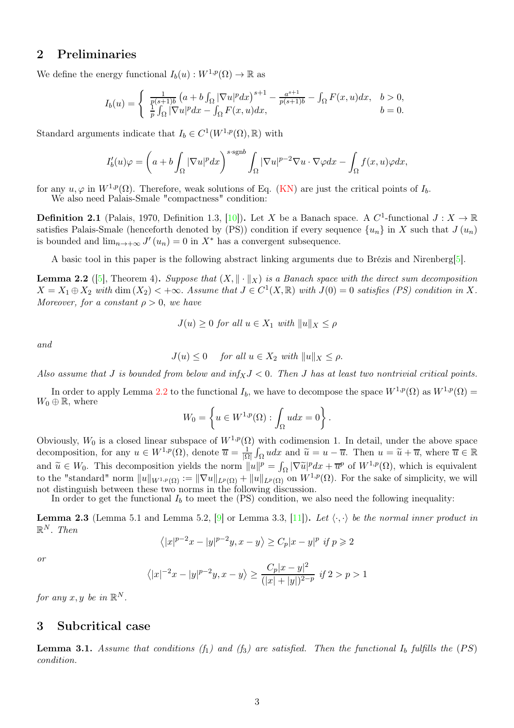## 2 Preliminaries

We define the energy functional $I_b(u) : W^{1,p}(\Omega) \to \mathbb{R}$ as

$$I_b(u) = \begin{cases} \frac{1}{p(s+1)b}\left(a + b\int_\Omega |\nabla u|^p dx\right)^{s+1} - \frac{a^{s+1}}{p(s+1)b} - \int_\Omega F(x,u)dx, & b > 0, \\ \frac{1}{p}\int_\Omega |\nabla u|^p dx - \int_\Omega F(x,u)dx, & b = 0. \end{cases}$$

Standard arguments indicate that $I_b \in C^1(W^{1,p}(\Omega), \mathbb{R})$ with

$$I_b'(u)\varphi = \left(a + b\int_\Omega |\nabla u|^p dx\right)^{s\cdot\text{sgn}b} \int_\Omega |\nabla u|^{p-2}\nabla u \cdot \nabla\varphi dx - \int_\Omega f(x,u)\varphi dx,$$

for any $u, \varphi$ in $W^{1,p}(\Omega)$. Therefore, weak solutions of Eq. (KN) are just the critical points of $I_b$.

We also need Palais-Smale "compactness" condition:

**Definition 2.1** (Palais, 1970, Definition 1.3, [10])**.** Let $X$ be a Banach space. A $C^1$-functional $J : X \to \mathbb{R}$ satisfies Palais-Smale (henceforth denoted by (PS)) condition if every sequence $\{u_n\}$ in $X$ such that $J(u_n)$ is bounded and $\lim_{n\to+\infty} J'(u_n) = 0$ in $X^*$ has a convergent subsequence.

A basic tool in this paper is the following abstract linking arguments due to Brézis and Nirenberg[5].

**Lemma 2.2** ([5], Theorem 4)**.** *Suppose that $(X, \|\cdot\|_X)$ is a Banach space with the direct sum decomposition $X = X_1 \oplus X_2$ with $\dim(X_2) < +\infty$. Assume that $J \in C^1(X, \mathbb{R})$ with $J(0) = 0$ satisfies (PS) condition in $X$. Moreover, for a constant $\rho > 0$, we have*

$$J(u) \geq 0 \text{ for all } u \in X_1 \text{ with } \|u\|_X \leq \rho$$

*and*

$$J(u) \leq 0 \quad \text{for all } u \in X_2 \text{ with } \|u\|_X \leq \rho.$$

*Also assume that $J$ is bounded from below and $\inf_X J < 0$. Then $J$ has at least two nontrivial critical points.*

In order to apply Lemma 2.2 to the functional $I_b$, we have to decompose the space $W^{1,p}(\Omega)$ as $W^{1,p}(\Omega) = W_0 \oplus \mathbb{R}$, where

$$W_0 = \left\{u \in W^{1,p}(\Omega) : \int_\Omega u dx = 0\right\}.$$

Obviously, $W_0$ is a closed linear subspace of $W^{1,p}(\Omega)$ with codimension 1. In detail, under the above space decomposition, for any $u \in W^{1,p}(\Omega)$, denote $\overline{u} = \frac{1}{|\Omega|}\int_\Omega u dx$ and $\widetilde{u} = u - \overline{u}$. Then $u = \widetilde{u} + \overline{u}$, where $\overline{u} \in \mathbb{R}$ and $\widetilde{u} \in W_0$. This decomposition yields the norm $\|u\|^p = \int_\Omega |\nabla\widetilde{u}|^p dx + \overline{u}^p$ of $W^{1,p}(\Omega)$, which is equivalent to the "standard" norm $\|u\|_{W^{1,p}(\Omega)} := \|\nabla u\|_{L^p(\Omega)} + \|u\|_{L^p(\Omega)}$ on $W^{1,p}(\Omega)$. For the sake of simplicity, we will not distinguish between these two norms in the following discussion.

In order to get the functional $I_b$ to meet the (PS) condition, we also need the following inequality:

**Lemma 2.3** (Lemma 5.1 and Lemma 5.2, [9] or Lemma 3.3, [11])**.** *Let $\langle\cdot,\cdot\rangle$ be the normal inner product in $\mathbb{R}^N$. Then*

$$\langle |x|^{p-2}x - |y|^{p-2}y, x-y\rangle \geq C_p|x-y|^p \text{ if } p \geqslant 2$$

*or*

$$\langle |x|^{-2}x - |y|^{p-2}y, x-y\rangle \geq \frac{C_p|x-y|^2}{(|x|+|y|)^{2-p}} \text{ if } 2 > p > 1$$

*for any $x, y$ be in $\mathbb{R}^N$.*

## 3 Subcritical case

**Lemma 3.1.** *Assume that conditions $(f_1)$ and $(f_3)$ are satisfied. Then the functional $I_b$ fulfills the $(PS)$ condition.*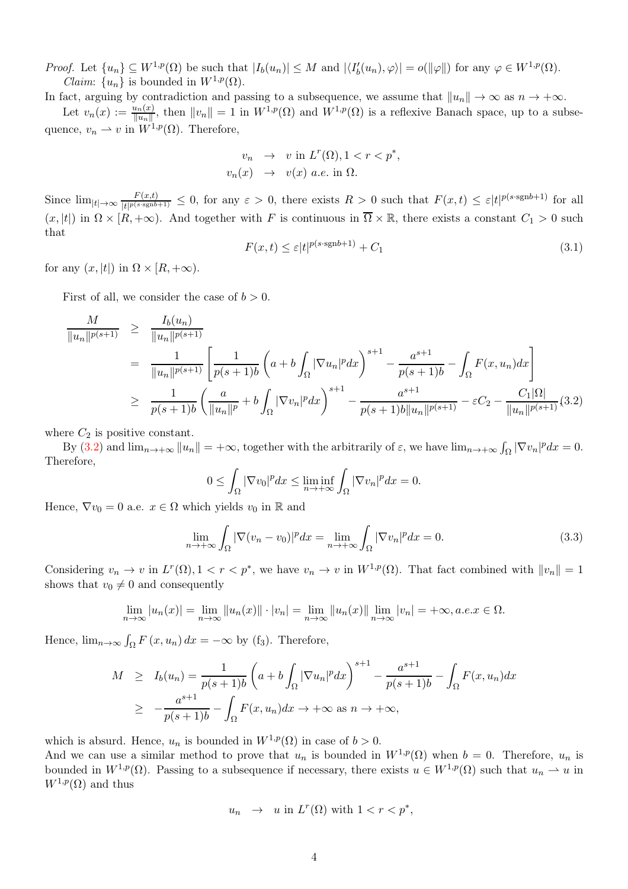*Proof.* Let $\{u_n\} \subseteq W^{1,p}(\Omega)$ be such that $|I_b(u_n)| \leq M$ and $|\langle I_b'(u_n), \varphi\rangle| = o(\|\varphi\|)$ for any $\varphi \in W^{1,p}(\Omega)$.

*Claim*: $\{u_n\}$ is bounded in $W^{1,p}(\Omega)$.

In fact, arguing by contradiction and passing to a subsequence, we assume that $\|u_n\| \to \infty$ as $n \to +\infty$.

Let $v_n(x) := \frac{u_n(x)}{\|u_n\|}$, then $\|v_n\| = 1$ in $W^{1,p}(\Omega)$ and $W^{1,p}(\Omega)$ is a reflexive Banach space, up to a subsequence, $v_n \rightharpoonup v$ in $W^{1,p}(\Omega)$. Therefore,

$$
\begin{aligned}
v_n &\to v \text{ in } L^r(\Omega), 1 < r < p^*, \\
v_n(x) &\to v(x) \text{ } a.e. \text{ in } \Omega.
\end{aligned}
$$

Since $\lim_{|t|\to\infty} \frac{F(x,t)}{|t|^{p(s\cdot \text{sgn}b+1)}} \leq 0$, for any $\varepsilon > 0$, there exists $R > 0$ such that $F(x,t) \leq \varepsilon |t|^{p(s\cdot\text{sgn}b+1)}$ for all $(x, |t|)$ in $\Omega \times [R, +\infty)$. And together with $F$ is continuous in $\overline{\Omega} \times \mathbb{R}$, there exists a constant $C_1 > 0$ such that

$$
F(x,t) \leq \varepsilon |t|^{p(s\cdot\text{sgn}b+1)} + C_1 \tag{3.1}
$$

for any $(x, |t|)$ in $\Omega \times [R, +\infty)$.

First of all, we consider the case of $b > 0$.

$$
\begin{aligned}
\frac{M}{\|u_n\|^{p(s+1)}} &\geq \frac{I_b(u_n)}{\|u_n\|^{p(s+1)}} \\
&= \frac{1}{\|u_n\|^{p(s+1)}} \left[ \frac{1}{p(s+1)b} \left( a + b\int_\Omega |\nabla u_n|^p dx \right)^{s+1} - \frac{a^{s+1}}{p(s+1)b} - \int_\Omega F(x,u_n)dx \right] \\
&\geq \frac{1}{p(s+1)b} \left( \frac{a}{\|u_n\|^p} + b\int_\Omega |\nabla v_n|^p dx \right)^{s+1} - \frac{a^{s+1}}{p(s+1)b\|u_n\|^{p(s+1)}} - \varepsilon C_2 - \frac{C_1|\Omega|}{\|u_n\|^{p(s+1)}} \quad (3.2)
\end{aligned}
$$

where $C_2$ is positive constant.

By (3.2) and $\lim_{n\to+\infty} \|u_n\| = +\infty$, together with the arbitrarily of $\varepsilon$, we have $\lim_{n\to+\infty} \int_\Omega |\nabla v_n|^p dx = 0$. Therefore,

$$
0 \leq \int_\Omega |\nabla v_0|^p dx \leq \liminf_{n\to+\infty} \int_\Omega |\nabla v_n|^p dx = 0.
$$

Hence, $\nabla v_0 = 0$ a.e. $x \in \Omega$ which yields $v_0$ in $\mathbb{R}$ and

$$
\lim_{n\to+\infty} \int_\Omega |\nabla(v_n - v_0)|^p dx = \lim_{n\to+\infty} \int_\Omega |\nabla v_n|^p dx = 0. \tag{3.3}
$$

Considering $v_n \to v$ in $L^r(\Omega), 1 < r < p^*$, we have $v_n \to v$ in $W^{1,p}(\Omega)$. That fact combined with $\|v_n\| = 1$ shows that $v_0 \neq 0$ and consequently

$$
\lim_{n\to\infty} |u_n(x)| = \lim_{n\to\infty} \|u_n(x)\| \cdot |v_n| = \lim_{n\to\infty} \|u_n(x)\| \lim_{n\to\infty} |v_n| = +\infty, a.e. x \in \Omega.
$$

Hence, $\lim_{n\to\infty} \int_\Omega F(x, u_n)\, dx = -\infty$ by (f$_3$). Therefore,

$$
\begin{aligned}
M &\geq I_b(u_n) = \frac{1}{p(s+1)b} \left( a + b\int_\Omega |\nabla u_n|^p dx \right)^{s+1} - \frac{a^{s+1}}{p(s+1)b} - \int_\Omega F(x,u_n)dx \\
&\geq -\frac{a^{s+1}}{p(s+1)b} - \int_\Omega F(x,u_n)dx \to +\infty \text{ as } n \to +\infty,
\end{aligned}
$$

which is absurd. Hence, $u_n$ is bounded in $W^{1,p}(\Omega)$ in case of $b > 0$.

And we can use a similar method to prove that $u_n$ is bounded in $W^{1,p}(\Omega)$ when $b = 0$. Therefore, $u_n$ is bounded in $W^{1,p}(\Omega)$. Passing to a subsequence if necessary, there exists $u \in W^{1,p}(\Omega)$ such that $u_n \rightharpoonup u$ in $W^{1,p}(\Omega)$ and thus

$$
u_n \to u \text{ in } L^r(\Omega) \text{ with } 1 < r < p^*,
$$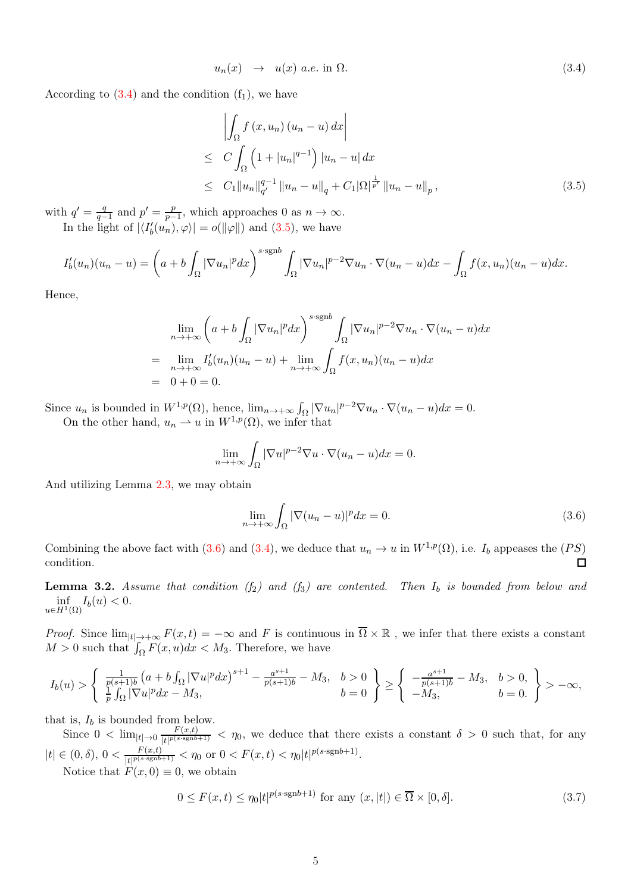$$u_n(x) \quad \to \quad u(x) \text{ } a.e. \text{ in } \Omega. \tag{3.4}$$

According to (3.4) and the condition ($f_1$), we have

$$\begin{aligned}
&\left|\int_\Omega f(x, u_n)(u_n - u)\, dx\right| \\
\leq\ & C \int_\Omega \left(1 + |u_n|^{q-1}\right) |u_n - u|\, dx \\
\leq\ & C_1 \|u_n\|_{q'}^{q-1} \|u_n - u\|_q + C_1 |\Omega|^{\frac{1}{p'}} \|u_n - u\|_p,
\end{aligned} \tag{3.5}$$

with $q' = \frac{q}{q-1}$ and $p' = \frac{p}{p-1}$, which approaches 0 as $n \to \infty$.

In the light of $|\langle I_b'(u_n), \varphi\rangle| = o(\|\varphi\|)$ and (3.5), we have

$$I_b'(u_n)(u_n - u) = \left(a + b\int_\Omega |\nabla u_n|^p dx\right)^{s\cdot \mathrm{sgn} b} \int_\Omega |\nabla u_n|^{p-2} \nabla u_n \cdot \nabla (u_n - u) dx - \int_\Omega f(x, u_n)(u_n - u) dx.$$

Hence,

$$\begin{aligned}
&\lim_{n\to+\infty} \left(a + b\int_\Omega |\nabla u_n|^p dx\right)^{s\cdot \mathrm{sgn} b} \int_\Omega |\nabla u_n|^{p-2} \nabla u_n \cdot \nabla (u_n - u) dx \\
=\ & \lim_{n\to+\infty} I_b'(u_n)(u_n - u) + \lim_{n\to+\infty} \int_\Omega f(x, u_n)(u_n - u) dx \\
=\ & 0 + 0 = 0.
\end{aligned}$$

Since $u_n$ is bounded in $W^{1,p}(\Omega)$, hence, $\lim_{n\to+\infty} \int_\Omega |\nabla u_n|^{p-2} \nabla u_n \cdot \nabla (u_n - u) dx = 0$.

On the other hand, $u_n \rightharpoonup u$ in $W^{1,p}(\Omega)$, we infer that

$$\lim_{n\to+\infty} \int_\Omega |\nabla u|^{p-2} \nabla u \cdot \nabla (u_n - u) dx = 0.$$

And utilizing Lemma 2.3, we may obtain

$$\lim_{n\to+\infty} \int_\Omega |\nabla (u_n - u)|^p dx = 0. \tag{3.6}$$

Combining the above fact with (3.6) and (3.4), we deduce that $u_n \to u$ in $W^{1,p}(\Omega)$, i.e. $I_b$ appeases the $(PS)$ condition. ∎

**Lemma 3.2.** *Assume that condition ($f_2$) and ($f_3$) are contented. Then $I_b$ is bounded from below and* $\inf\limits_{u\in H^1(\Omega)} I_b(u) < 0$.

*Proof.* Since $\lim_{|t|\to+\infty} F(x, t) = -\infty$ and $F$ is continuous in $\overline{\Omega} \times \mathbb{R}$ , we infer that there exists a constant $M > 0$ such that $\int_\Omega F(x, u) dx < M_3$. Therefore, we have

$$I_b(u) > \left\{ \begin{array}{ll} \frac{1}{p(s+1)b}\left(a + b\int_\Omega |\nabla u|^p dx\right)^{s+1} - \frac{a^{s+1}}{p(s+1)b} - M_3, & b > 0 \\ \frac{1}{p}\int_\Omega |\nabla u|^p dx - M_3, & b = 0 \end{array} \right\} \geq \left\{ \begin{array}{ll} -\frac{a^{s+1}}{p(s+1)b} - M_3, & b > 0, \\ -M_3, & b = 0. \end{array} \right\} > -\infty,$$

that is, $I_b$ is bounded from below.

Since $0 < \lim_{|t|\to 0} \frac{F(x,t)}{|t|^{p(s\cdot \mathrm{sgn} b+1)}} < \eta_0$, we deduce that there exists a constant $\delta > 0$ such that, for any $|t| \in (0, \delta)$, $0 < \frac{F(x,t)}{|t|^{p(s\cdot \mathrm{sgn} b+1)}} < \eta_0$ or $0 < F(x, t) < \eta_0 |t|^{p(s\cdot \mathrm{sgn} b+1)}$.

Notice that $F(x, 0) \equiv 0$, we obtain

$$0 \leq F(x, t) \leq \eta_0 |t|^{p(s\cdot \mathrm{sgn} b+1)} \text{ for any } (x, |t|) \in \overline{\Omega} \times [0, \delta]. \tag{3.7}$$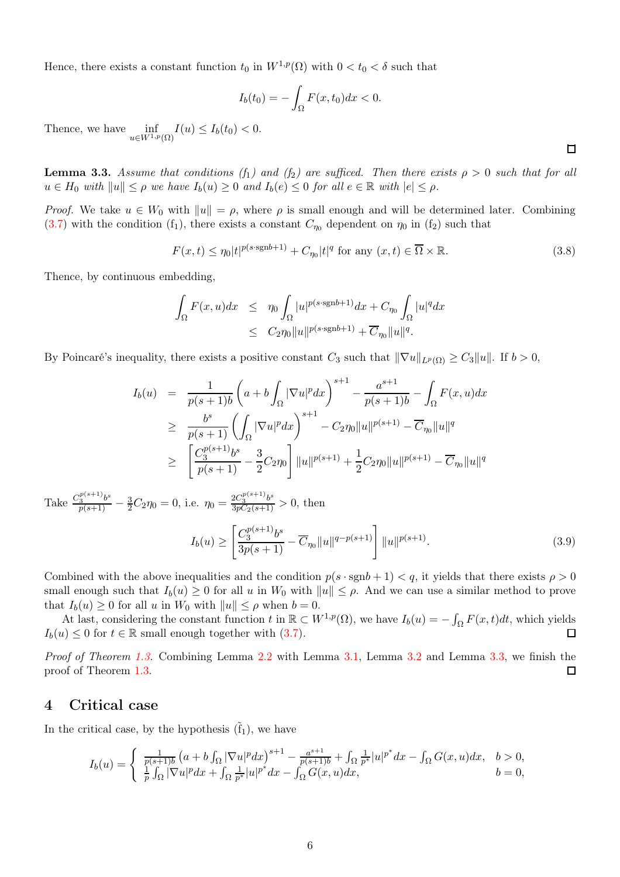Hence, there exists a constant function $t_0$ in $W^{1,p}(\Omega)$ with $0 < t_0 < \delta$ such that

$$I_b(t_0) = -\int_\Omega F(x, t_0)dx < 0.$$

Thence, we have $\inf\limits_{u \in W^{1,p}(\Omega)} I(u) \le I_b(t_0) < 0.$ ◻

**Lemma 3.3.** *Assume that conditions ($f_1$) and ($f_2$) are sufficed. Then there exists $\rho > 0$ such that for all $u \in H_0$ with $\|u\| \le \rho$ we have $I_b(u) \ge 0$ and $I_b(e) \le 0$ for all $e \in \mathbb{R}$ with $|e| \le \rho$.*

*Proof.* We take $u \in W_0$ with $\|u\| = \rho$, where $\rho$ is small enough and will be determined later. Combining (3.7) with the condition ($f_1$), there exists a constant $C_{\eta_0}$ dependent on $\eta_0$ in ($f_2$) such that

$$F(x,t) \le \eta_0 |t|^{p(s\cdot \mathrm{sgn} b+1)} + C_{\eta_0}|t|^q \text{ for any } (x,t) \in \overline{\Omega} \times \mathbb{R}. \tag{3.8}$$

Thence, by continuous embedding,

$$\begin{aligned}
\int_\Omega F(x,u)dx &\le \eta_0 \int_\Omega |u|^{p(s\cdot \mathrm{sgn} b+1)}dx + C_{\eta_0}\int_\Omega |u|^q dx \\
&\le C_2\eta_0 \|u\|^{p(s\cdot \mathrm{sgn} b+1)} + \overline{C}_{\eta_0}\|u\|^q.
\end{aligned}$$

By Poincaré's inequality, there exists a positive constant $C_3$ such that $\|\nabla u\|_{L^p(\Omega)} \ge C_3\|u\|$. If $b > 0$,

$$\begin{aligned}
I_b(u) &= \frac{1}{p(s+1)b}\left(a + b\int_\Omega |\nabla u|^p dx\right)^{s+1} - \frac{a^{s+1}}{p(s+1)b} - \int_\Omega F(x,u)dx \\
&\ge \frac{b^s}{p(s+1)}\left(\int_\Omega |\nabla u|^p dx\right)^{s+1} - C_2\eta_0\|u\|^{p(s+1)} - \overline{C}_{\eta_0}\|u\|^q \\
&\ge \left[\frac{C_3^{p(s+1)}b^s}{p(s+1)} - \frac{3}{2}C_2\eta_0\right]\|u\|^{p(s+1)} + \frac{1}{2}C_2\eta_0\|u\|^{p(s+1)} - \overline{C}_{\eta_0}\|u\|^q
\end{aligned}$$

Take $\frac{C_3^{p(s+1)}b^s}{p(s+1)} - \frac{3}{2}C_2\eta_0 = 0$, i.e. $\eta_0 = \frac{2C_3^{p(s+1)}b^s}{3pC_2(s+1)} > 0$, then

$$I_b(u) \ge \left[\frac{C_3^{p(s+1)}b^s}{3p(s+1)} - \overline{C}_{\eta_0}\|u\|^{q-p(s+1)}\right]\|u\|^{p(s+1)}. \tag{3.9}$$

Combined with the above inequalities and the condition $p(s\cdot \mathrm{sgn} b + 1) < q$, it yields that there exists $\rho > 0$ small enough such that $I_b(u) \ge 0$ for all $u$ in $W_0$ with $\|u\| \le \rho$. And we can use a similar method to prove that $I_b(u) \ge 0$ for all $u$ in $W_0$ with $\|u\| \le \rho$ when $b = 0$.

At last, considering the constant function $t$ in $\mathbb{R} \subset W^{1,p}(\Omega)$, we have $I_b(u) = -\int_\Omega F(x,t)dt$, which yields $I_b(u) \le 0$ for $t \in \mathbb{R}$ small enough together with (3.7). ◻

*Proof of Theorem 1.3.* Combining Lemma 2.2 with Lemma 3.1, Lemma 3.2 and Lemma 3.3, we finish the proof of Theorem 1.3. ◻

## 4 Critical case

In the critical case, by the hypothesis ($\tilde{f}_1$), we have

$$I_b(u) = \begin{cases} \frac{1}{p(s+1)b}\left(a + b\int_\Omega |\nabla u|^p dx\right)^{s+1} - \frac{a^{s+1}}{p(s+1)b} + \int_\Omega \frac{1}{p^*}|u|^{p^*}dx - \int_\Omega G(x,u)dx, & b > 0, \\ \frac{1}{p}\int_\Omega |\nabla u|^p dx + \int_\Omega \frac{1}{p^*}|u|^{p^*}dx - \int_\Omega G(x,u)dx, & b = 0, \end{cases}$$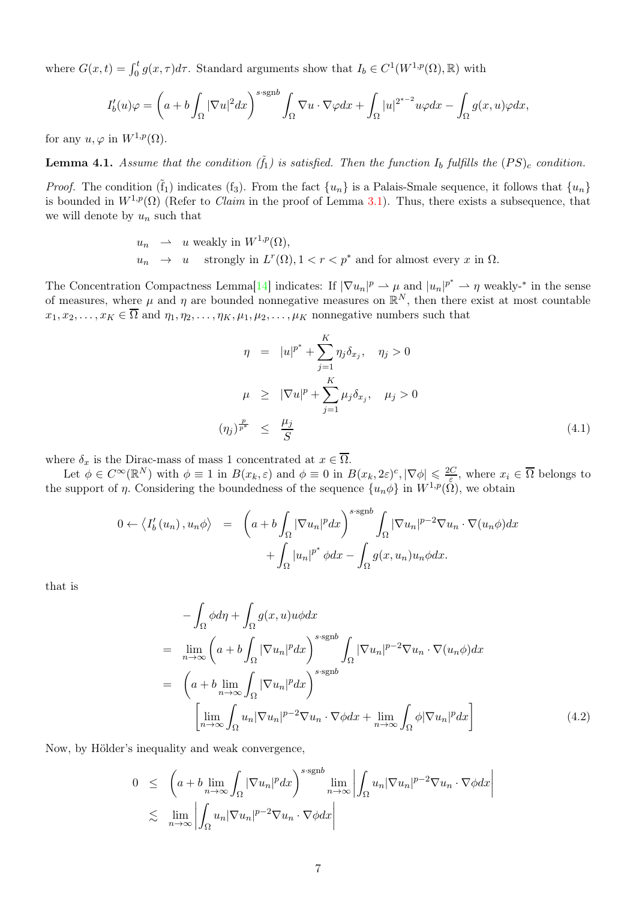where $G(x,t) = \int_0^t g(x,\tau)d\tau$. Standard arguments show that $I_b \in C^1(W^{1,p}(\Omega), \mathbb{R})$ with

$$I_b'(u)\varphi = \left(a + b\int_\Omega |\nabla u|^2 dx\right)^{s\cdot \mathrm{sgn} b} \int_\Omega \nabla u \cdot \nabla \varphi dx + \int_\Omega |u|^{2^*-2} u\varphi dx - \int_\Omega g(x,u)\varphi dx,$$

for any $u, \varphi$ in $W^{1,p}(\Omega)$.

**Lemma 4.1.** *Assume that the condition $(\tilde{f}_1)$ is satisfied. Then the function $I_b$ fulfills the $(PS)_c$ condition.*

*Proof.* The condition $(\tilde{f}_1)$ indicates $(f_3)$. From the fact $\{u_n\}$ is a Palais-Smale sequence, it follows that $\{u_n\}$ is bounded in $W^{1,p}(\Omega)$ (Refer to *Claim* in the proof of Lemma 3.1). Thus, there exists a subsequence, that we will denote by $u_n$ such that

$$\begin{aligned}
u_n &\rightharpoonup u \text{ weakly in } W^{1,p}(\Omega),\\
u_n &\to u \quad \text{strongly in } L^r(\Omega), 1 < r < p^* \text{ and for almost every } x \text{ in } \Omega.
\end{aligned}$$

The Concentration Compactness Lemma[14] indicates: If $|\nabla u_n|^p \rightharpoonup \mu$ and $|u_n|^{p^*} \rightharpoonup \eta$ weakly-$^*$ in the sense of measures, where $\mu$ and $\eta$ are bounded nonnegative measures on $\mathbb{R}^N$, then there exist at most countable $x_1, x_2, \ldots, x_K \in \overline{\Omega}$ and $\eta_1, \eta_2, \ldots, \eta_K, \mu_1, \mu_2, \ldots, \mu_K$ nonnegative numbers such that

$$\begin{aligned}
\eta &= |u|^{p^*} + \sum_{j=1}^K \eta_j \delta_{x_j}, \quad \eta_j > 0\\
\mu &\geq |\nabla u|^p + \sum_{j=1}^K \mu_j \delta_{x_j}, \quad \mu_j > 0\\
(\eta_j)^{\frac{p}{p^*}} &\leq \frac{\mu_j}{S}
\end{aligned} \tag{4.1}$$

where $\delta_x$ is the Dirac-mass of mass 1 concentrated at $x \in \overline{\Omega}$.

Let $\phi \in C^\infty(\mathbb{R}^N)$ with $\phi \equiv 1$ in $B(x_k, \varepsilon)$ and $\phi \equiv 0$ in $B(x_k, 2\varepsilon)^c, |\nabla \phi| \leqslant \frac{2C}{\varepsilon}$, where $x_i \in \overline{\Omega}$ belongs to the support of $\eta$. Considering the boundedness of the sequence $\{u_n\phi\}$ in $W^{1,p}(\Omega)$, we obtain

$$\begin{aligned}
0 \leftarrow \langle I_b'(u_n), u_n\phi\rangle &= \left(a + b\int_\Omega |\nabla u_n|^p dx\right)^{s\cdot \mathrm{sgn} b} \int_\Omega |\nabla u_n|^{p-2}\nabla u_n \cdot \nabla(u_n\phi)dx\\
&\quad + \int_\Omega |u_n|^{p^*}\phi dx - \int_\Omega g(x,u_n)u_n\phi dx.
\end{aligned}$$

that is

$$\begin{aligned}
&-\int_\Omega \phi d\eta + \int_\Omega g(x,u)u\phi dx\\
&= \lim_{n\to\infty}\left(a + b\int_\Omega |\nabla u_n|^p dx\right)^{s\cdot \mathrm{sgn} b} \int_\Omega |\nabla u_n|^{p-2}\nabla u_n \cdot \nabla(u_n\phi)dx\\
&= \left(a + b\lim_{n\to\infty}\int_\Omega |\nabla u_n|^p dx\right)^{s\cdot \mathrm{sgn} b}\\
&\qquad \left[\lim_{n\to\infty}\int_\Omega u_n|\nabla u_n|^{p-2}\nabla u_n \cdot \nabla\phi dx + \lim_{n\to\infty}\int_\Omega \phi|\nabla u_n|^p dx\right]
\end{aligned} \tag{4.2}$$

Now, by Hölder's inequality and weak convergence,

$$\begin{aligned}
0 &\leq \left(a + b\lim_{n\to\infty}\int_\Omega |\nabla u_n|^p dx\right)^{s\cdot \mathrm{sgn} b} \lim_{n\to\infty}\left|\int_\Omega u_n|\nabla u_n|^{p-2}\nabla u_n \cdot \nabla\phi dx\right|\\
&\lesssim \lim_{n\to\infty}\left|\int_\Omega u_n|\nabla u_n|^{p-2}\nabla u_n \cdot \nabla\phi dx\right|
\end{aligned}$$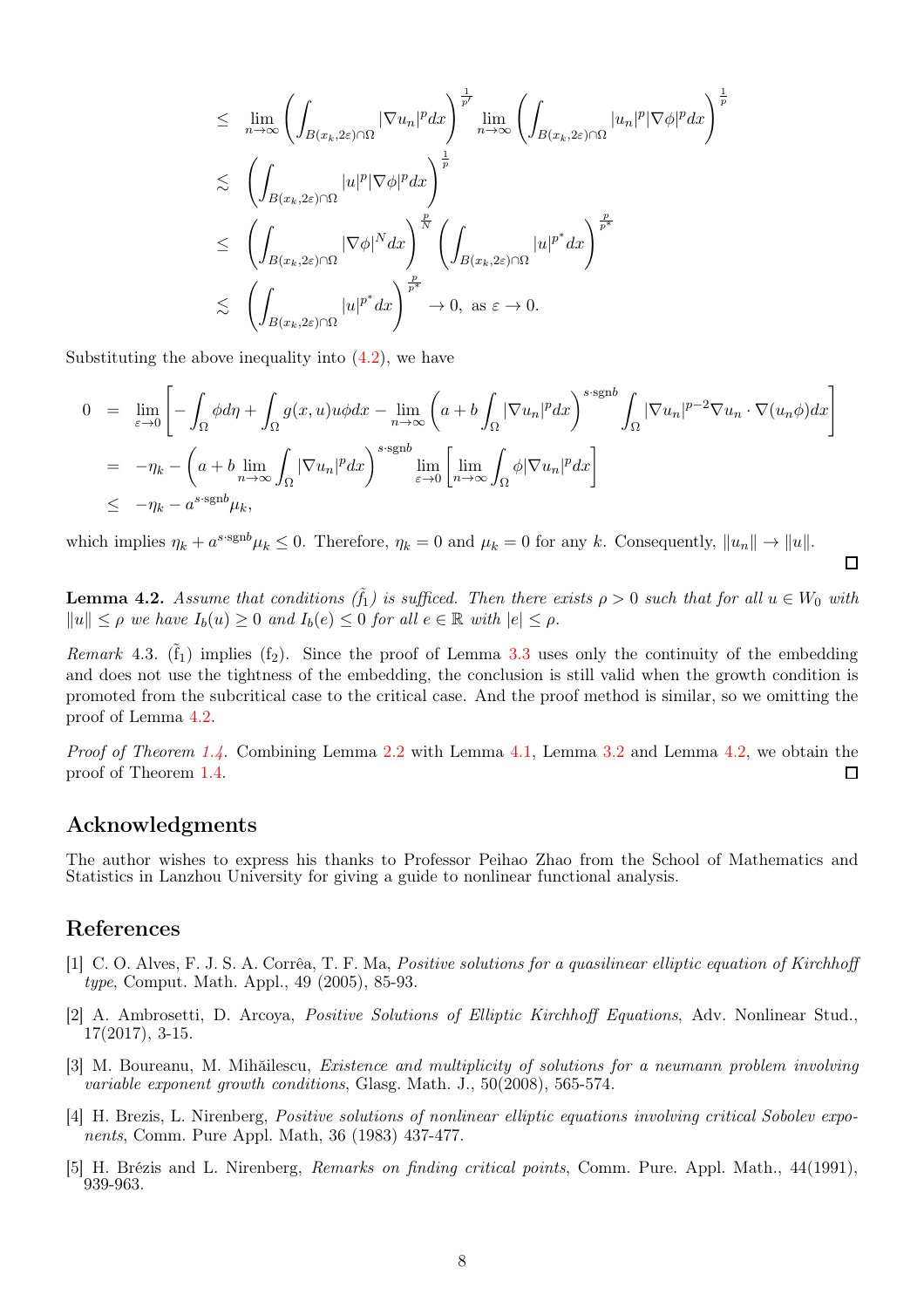$$
\begin{aligned}
&\leq \lim_{n\to\infty}\left(\int_{B(x_k,2\varepsilon)\cap\Omega}|\nabla u_n|^p dx\right)^{\frac{1}{p'}}\lim_{n\to\infty}\left(\int_{B(x_k,2\varepsilon)\cap\Omega}|u_n|^p|\nabla\phi|^p dx\right)^{\frac{1}{p}}\\
&\lesssim \left(\int_{B(x_k,2\varepsilon)\cap\Omega}|u|^p|\nabla\phi|^p dx\right)^{\frac{1}{p}}\\
&\leq \left(\int_{B(x_k,2\varepsilon)\cap\Omega}|\nabla\phi|^N dx\right)^{\frac{p}{N}}\left(\int_{B(x_k,2\varepsilon)\cap\Omega}|u|^{p^*} dx\right)^{\frac{p}{p^*}}\\
&\lesssim \left(\int_{B(x_k,2\varepsilon)\cap\Omega}|u|^{p^*} dx\right)^{\frac{p}{p^*}}\to 0,\ \text{as } \varepsilon\to 0.
\end{aligned}
$$

Substituting the above inequality into (4.2), we have

$$
\begin{aligned}
0 &= \lim_{\varepsilon\to 0}\left[-\int_\Omega \phi d\eta + \int_\Omega g(x,u)u\phi dx - \lim_{n\to\infty}\left(a+b\int_\Omega|\nabla u_n|^p dx\right)^{s\cdot\mathrm{sgn}b}\int_\Omega|\nabla u_n|^{p-2}\nabla u_n\cdot\nabla(u_n\phi)dx\right]\\
&= -\eta_k - \left(a+b\lim_{n\to\infty}\int_\Omega|\nabla u_n|^p dx\right)^{s\cdot\mathrm{sgn}b}\lim_{\varepsilon\to 0}\left[\lim_{n\to\infty}\int_\Omega\phi|\nabla u_n|^p dx\right]\\
&\leq -\eta_k - a^{s\cdot\mathrm{sgn}b}\mu_k,
\end{aligned}
$$

which implies $\eta_k + a^{s\cdot\mathrm{sgn}b}\mu_k \leq 0$. Therefore, $\eta_k = 0$ and $\mu_k = 0$ for any $k$. Consequently, $\|u_n\| \to \|u\|$. □

**Lemma 4.2.** *Assume that conditions ($\tilde{f}_1$) is sufficed. Then there exists $\rho > 0$ such that for all $u \in W_0$ with $\|u\| \leq \rho$ we have $I_b(u) \geq 0$ and $I_b(e) \leq 0$ for all $e \in \mathbb{R}$ with $|e| \leq \rho$.*

*Remark* 4.3. ($\tilde{f}_1$) implies ($f_2$). Since the proof of Lemma 3.3 uses only the continuity of the embedding and does not use the tightness of the embedding, the conclusion is still valid when the growth condition is promoted from the subcritical case to the critical case. And the proof method is similar, so we omitting the proof of Lemma 4.2.

*Proof of Theorem 1.4.* Combining Lemma 2.2 with Lemma 4.1, Lemma 3.2 and Lemma 4.2, we obtain the proof of Theorem 1.4. □

## Acknowledgments

The author wishes to express his thanks to Professor Peihao Zhao from the School of Mathematics and Statistics in Lanzhou University for giving a guide to nonlinear functional analysis.

## References

[1] C. O. Alves, F. J. S. A. Corrêa, T. F. Ma, *Positive solutions for a quasilinear elliptic equation of Kirchhoff type*, Comput. Math. Appl., 49 (2005), 85-93.

[2] A. Ambrosetti, D. Arcoya, *Positive Solutions of Elliptic Kirchhoff Equations*, Adv. Nonlinear Stud., 17(2017), 3-15.

[3] M. Boureanu, M. Mihăilescu, *Existence and multiplicity of solutions for a neumann problem involving variable exponent growth conditions*, Glasg. Math. J., 50(2008), 565-574.

[4] H. Brezis, L. Nirenberg, *Positive solutions of nonlinear elliptic equations involving critical Sobolev exponents*, Comm. Pure Appl. Math, 36 (1983) 437-477.

[5] H. Brézis and L. Nirenberg, *Remarks on finding critical points*, Comm. Pure. Appl. Math., 44(1991), 939-963.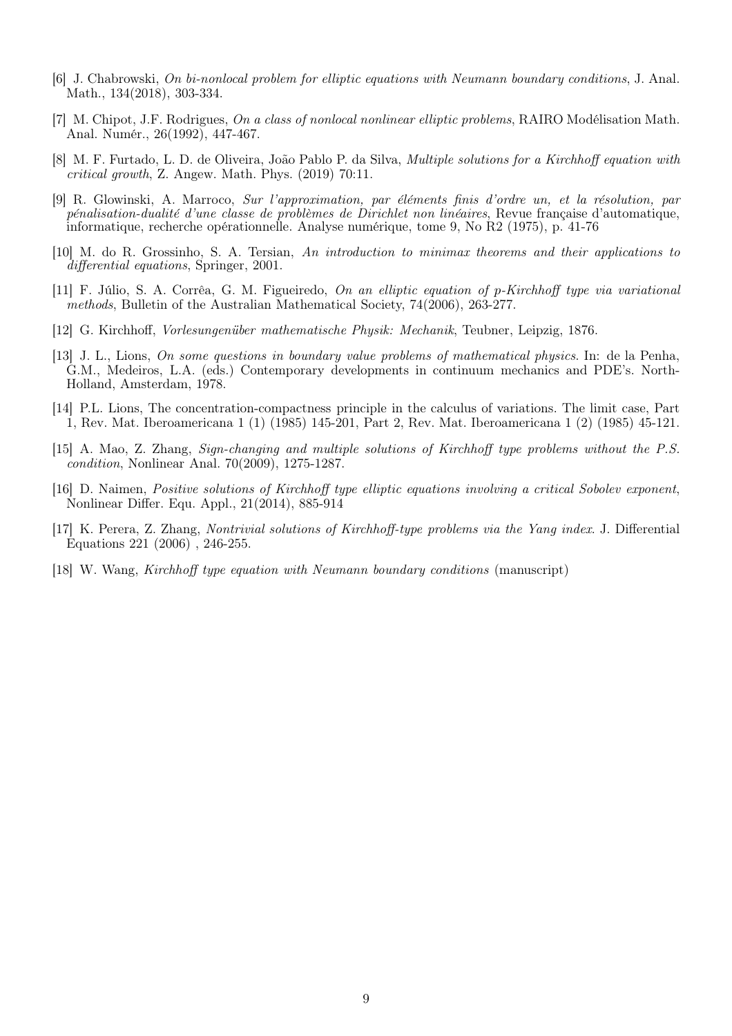[6] J. Chabrowski, *On bi-nonlocal problem for elliptic equations with Neumann boundary conditions*, J. Anal. Math., 134(2018), 303-334.

[7] M. Chipot, J.F. Rodrigues, *On a class of nonlocal nonlinear elliptic problems*, RAIRO Modélisation Math. Anal. Numér., 26(1992), 447-467.

[8] M. F. Furtado, L. D. de Oliveira, João Pablo P. da Silva, *Multiple solutions for a Kirchhoff equation with critical growth*, Z. Angew. Math. Phys. (2019) 70:11.

[9] R. Glowinski, A. Marroco, *Sur l'approximation, par éléments finis d'ordre un, et la résolution, par pénalisation-dualité d'une classe de problèmes de Dirichlet non linéaires*, Revue française d'automatique, informatique, recherche opérationnelle. Analyse numérique, tome 9, No R2 (1975), p. 41-76

[10] M. do R. Grossinho, S. A. Tersian, *An introduction to minimax theorems and their applications to differential equations*, Springer, 2001.

[11] F. Júlio, S. A. Corrêa, G. M. Figueiredo, *On an elliptic equation of p-Kirchhoff type via variational methods*, Bulletin of the Australian Mathematical Society, 74(2006), 263-277.

[12] G. Kirchhoff, *Vorlesungenüber mathematische Physik: Mechanik*, Teubner, Leipzig, 1876.

[13] J. L., Lions, *On some questions in boundary value problems of mathematical physics*. In: de la Penha, G.M., Medeiros, L.A. (eds.) Contemporary developments in continuum mechanics and PDE's. North-Holland, Amsterdam, 1978.

[14] P.L. Lions, The concentration-compactness principle in the calculus of variations. The limit case, Part 1, Rev. Mat. Iberoamericana 1 (1) (1985) 145-201, Part 2, Rev. Mat. Iberoamericana 1 (2) (1985) 45-121.

[15] A. Mao, Z. Zhang, *Sign-changing and multiple solutions of Kirchhoff type problems without the P.S. condition*, Nonlinear Anal. 70(2009), 1275-1287.

[16] D. Naimen, *Positive solutions of Kirchhoff type elliptic equations involving a critical Sobolev exponent*, Nonlinear Differ. Equ. Appl., 21(2014), 885-914

[17] K. Perera, Z. Zhang, *Nontrivial solutions of Kirchhoff-type problems via the Yang index*. J. Differential Equations 221 (2006) , 246-255.

[18] W. Wang, *Kirchhoff type equation with Neumann boundary conditions* (manuscript)